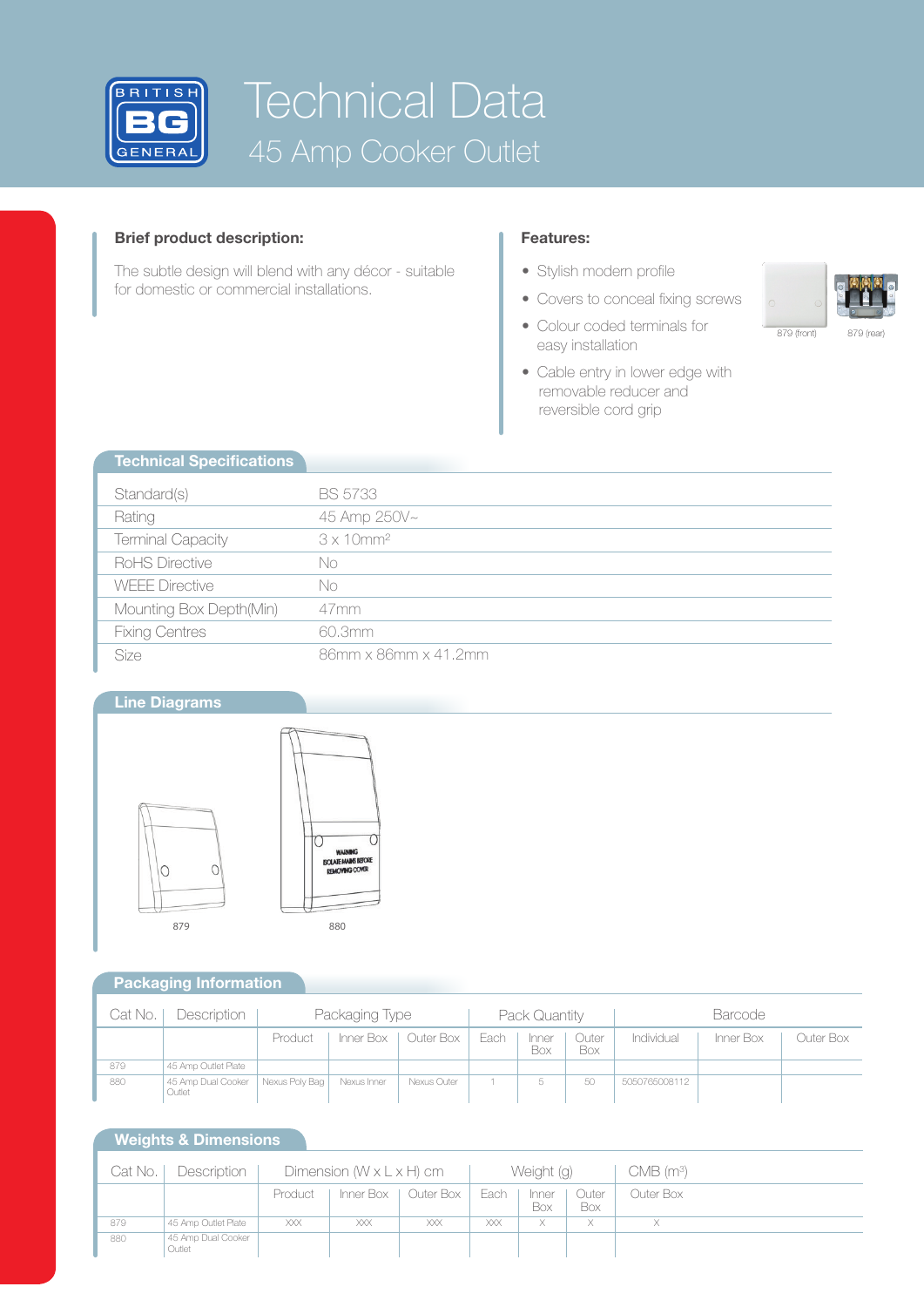# Technical Data

## 45 Amp Cooker Outlet

### Brief product description:

The subtle design will blend with any décor - suitable for domestic or commercial installations.

### Features:

- Stylish modern profile
- Covers to conceal fixing screws
- Colour coded terminals for easy installation
- Cable entry in lower edge with removable reducer and reversible cord grip

879 (front) 879 (rear)

## Technical Specifications

| | |
|---|---|
| Standard(s) | BS 5733 |
| Rating | 45 Amp 250V~ |
| Terminal Capacity | 3 x 10mm² |
| RoHS Directive | No |
| WEEE Directive | No |
| Mounting Box Depth(Min) | 47mm |
| Fixing Centres | 60.3mm |
| Size | 86mm x 86mm x 41.2mm |

## Line Diagrams

879

WARNING ISOLATE MAINS BEFORE REMOVING COVER

880

## Packaging Information

| Cat No. | Description | Packaging Type | | | Pack Quantity | | | Barcode | | |
|---|---|---|---|---|---|---|---|---|---|---|
| | | Product | Inner Box | Outer Box | Each | Inner Box | Outer Box | Individual | Inner Box | Outer Box |
| 879 | 45 Amp Outlet Plate | | | | | | | | | |
| 880 | 45 Amp Dual Cooker Outlet | Nexus Poly Bag | Nexus Inner | Nexus Outer | 1 | 5 | 50 | 5050765008112 | | |

## Weights & Dimensions

| Cat No. | Description | Dimension (W x L x H) cm | | | Weight (g) | | | CMB (m³) |
|---|---|---|---|---|---|---|---|---|
| | | Product | Inner Box | Outer Box | Each | Inner Box | Outer Box | Outer Box |
| 879 | 45 Amp Outlet Plate | XXX | XXX | XXX | XXX | X | X | X |
| 880 | 45 Amp Dual Cooker Outlet | | | | | | | |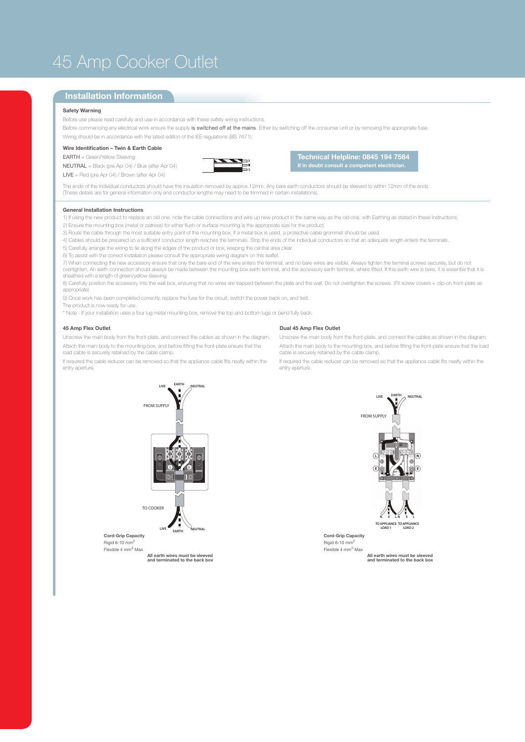# 45 Amp Cooker Outlet

## Installation Information

### Safety Warning

Before use please read carefully and use in accordance with these safety wiring instructions.

Before commencing any electrical work ensure the supply **is switched off at the mains**. Either by switching off the consumer unit or by removing the appropriate fuse.

Wiring should be in accordance with the latest edition of the IEE regulations (BS 7671).

### Wire Identification – Twin & Earth Cable

EARTH = Green/Yellow Sleeving

NEUTRAL = Black (pre Apr 04) / Blue (after Apr 04)

LIVE = Red (pre Apr 04) / Brown (after Apr 04)

E
N
L

**Technical Helpline: 0845 194 7584**
**If in doubt consult a competent electrician.**

The ends of the individual conductors should have the insulation removed by approx.12mm. Any bare earth conductors should be sleeved to within 12mm of the ends. (These details are for general information only and conductor lengths may need to be trimmed in certain installations).

### General Installation Instructions

1) If using the new product to replace an old one, note the cable connections and wire up new product in the same way as the old one, with Earthing as stated in these instructions.

2) Ensure the mounting box (metal or patress) for either flush or surface mounting is the appropriate size for the product.

3) Route the cable through the most suitable entry point of the mounting box. If a metal box is used, a protective cable grommet should be used.

4) Cables should be prepared so a sufficient conductor length reaches the terminals. Strip the ends of the individual conductors so that an adequate length enters the terminals.

5) Carefully arrange the wiring to lie along the edges of the product or box, keeping the central area clear.

6) To assist with the correct installation please consult the appropriate wiring diagram on this leaflet.

7) When connecting the new accessory ensure that only the bare end of the wire enters the terminal, and no bare wires are visible. Always tighten the terminal screws securely, but do not overtighten. An earth connection should always be made between the mounting box earth terminal, and the accessory earth terminal, where fitted. If this earth wire is bare, it is essential that it is sheathed with a length of green/yellow sleeving.

8) Carefully position the accessory into the wall box, ensuring that no wires are trapped between the plate and the wall. Do not overtighten the screws. (Fit screw covers + clip-on front-plate as appropriate)

9) Once work has been completed correctly, replace the fuse for the circuit, switch the power back on, and test.

The product is now ready for use.

* Note - If your installation uses a four lug metal mounting box, remove the top and bottom lugs or bend fully back.

### 45 Amp Flex Outlet

Unscrew the main body from the front-plate, and connect the cables as shown in the diagram.

Attach the main body to the mounting box, and before fitting the front-plate ensure that the load cable is securely retained by the cable clamp.

If required the cable reducer can be removed so that the appliance cable fits neatly within the entry aperture.

LIVE
EARTH
NEUTRAL
FROM SUPPLY
TO COOKER
LIVE
EARTH
NEUTRAL

**Cord-Grip Capacity**
Rigid 6-10 $mm^2$
Flexible 4 $mm^2$ Max

**All earth wires must be sleeved and terminated to the back box**

### Dual 45 Amp Flex Outlet

Unscrew the main body from the front-plate, and connect the cables as shown in the diagram.

Attach the main body to the mounting box, and before fitting the front-plate ensure that the load cable is securely retained by the cable clamp.

If required the cable reducer can be removed so that the appliance cable fits neatly within the entry aperture.

LIVE
EARTH
NEUTRAL
FROM SUPPLY
N E L N E L
TO APPLIANCE LOAD 1
TO APPLIANCE LOAD 2

**Cord-Grip Capacity**
Rigid 6-10 $mm^2$
Flexible 4 $mm^2$ Max

**All earth wires must be sleeved and terminated to the back box**